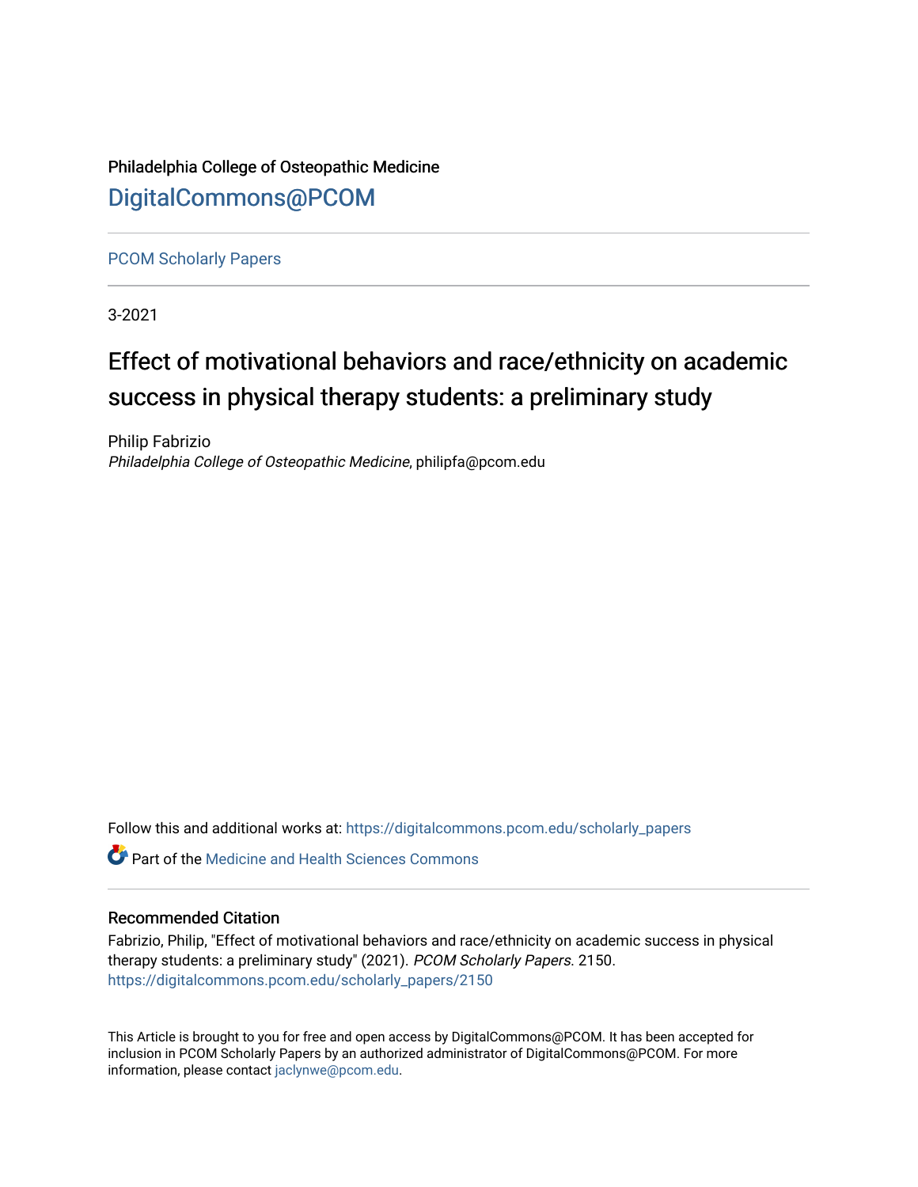Philadelphia College of Osteopathic Medicine

DigitalCommons@PCOM

PCOM Scholarly Papers

3-2021

# Effect of motivational behaviors and race/ethnicity on academic success in physical therapy students: a preliminary study

Philip Fabrizio
*Philadelphia College of Osteopathic Medicine*, philipfa@pcom.edu

Follow this and additional works at: https://digitalcommons.pcom.edu/scholarly_papers

Part of the Medicine and Health Sciences Commons

## Recommended Citation

Fabrizio, Philip, "Effect of motivational behaviors and race/ethnicity on academic success in physical therapy students: a preliminary study" (2021). *PCOM Scholarly Papers*. 2150.
https://digitalcommons.pcom.edu/scholarly_papers/2150

This Article is brought to you for free and open access by DigitalCommons@PCOM. It has been accepted for inclusion in PCOM Scholarly Papers by an authorized administrator of DigitalCommons@PCOM. For more information, please contact jaclynwe@pcom.edu.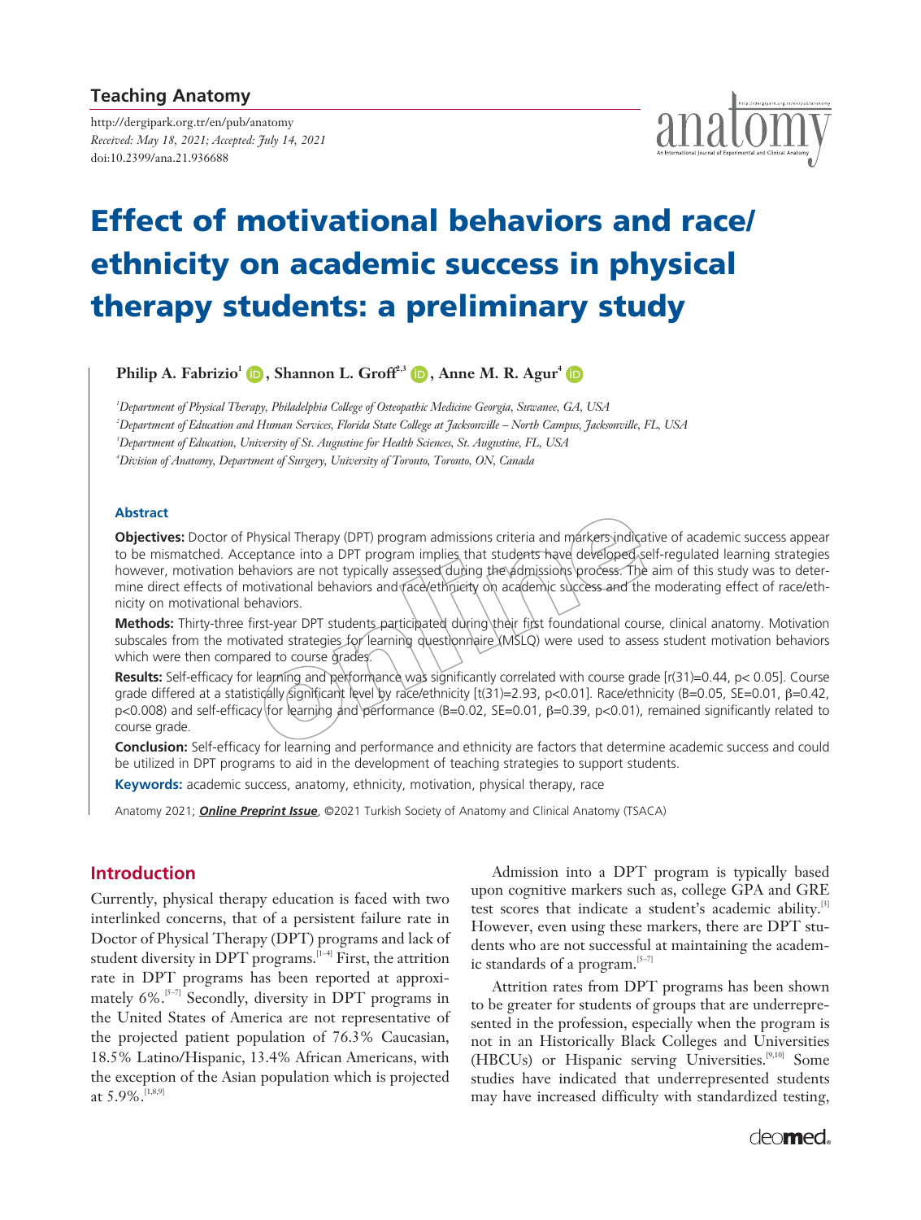# Effect of motivational behaviors and race/ethnicity on academic success in physical therapy students: a preliminary study

**Philip A. Fabrizio**[1], **Shannon L. Groff**[2,3], **Anne M. R. Agur**[4]

[1]*Department of Physical Therapy, Philadelphia College of Osteopathic Medicine Georgia, Suwanee, GA, USA*
[2]*Department of Education and Human Services, Florida State College at Jacksonville – North Campus, Jacksonville, FL, USA*
[3]*Department of Education, University of St. Augustine for Health Sciences, St. Augustine, FL, USA*
[4]*Division of Anatomy, Department of Surgery, University of Toronto, Toronto, ON, Canada*

## Abstract

**Objectives:** Doctor of Physical Therapy (DPT) program admissions criteria and markers indicative of academic success appear to be mismatched. Acceptance into a DPT program implies that students have developed self-regulated learning strategies however, motivation behaviors are not typically assessed during the admissions process. The aim of this study was to determine direct effects of motivational behaviors and race/ethnicity on academic success and the moderating effect of race/ethnicity on motivational behaviors.

**Methods:** Thirty-three first-year DPT students participated during their first foundational course, clinical anatomy. Motivation subscales from the motivated strategies for learning questionnaire (MSLQ) were used to assess student motivation behaviors which were then compared to course grades.

**Results:** Self-efficacy for learning and performance was significantly correlated with course grade [$r(31)=0.44$, $p< 0.05$]. Course grade differed at a statistically significant level by race/ethnicity [$t(31)=2.93$, $p<0.01$]. Race/ethnicity ($B=0.05$, $SE=0.01$, $\beta=0.42$, $p<0.008$) and self-efficacy for learning and performance ($B=0.02$, $SE=0.01$, $\beta=0.39$, $p<0.01$), remained significantly related to course grade.

**Conclusion:** Self-efficacy for learning and performance and ethnicity are factors that determine academic success and could be utilized in DPT programs to aid in the development of teaching strategies to support students.

**Keywords:** academic success, anatomy, ethnicity, motivation, physical therapy, race

## Introduction

Currently, physical therapy education is faced with two interlinked concerns, that of a persistent failure rate in Doctor of Physical Therapy (DPT) programs and lack of student diversity in DPT programs.[1–4] First, the attrition rate in DPT programs has been reported at approximately 6%.[5–7] Secondly, diversity in DPT programs in the United States of America are not representative of the projected patient population of 76.3% Caucasian, 18.5% Latino/Hispanic, 13.4% African Americans, with the exception of the Asian population which is projected at 5.9%.[1,8,9]

Admission into a DPT program is typically based upon cognitive markers such as, college GPA and GRE test scores that indicate a student's academic ability.[3] However, even using these markers, there are DPT students who are not successful at maintaining the academic standards of a program.[5–7]

Attrition rates from DPT programs has been shown to be greater for students of groups that are underrepresented in the profession, especially when the program is not in an Historically Black Colleges and Universities (HBCUs) or Hispanic serving Universities.[9,10] Some studies have indicated that underrepresented students may have increased difficulty with standardized testing,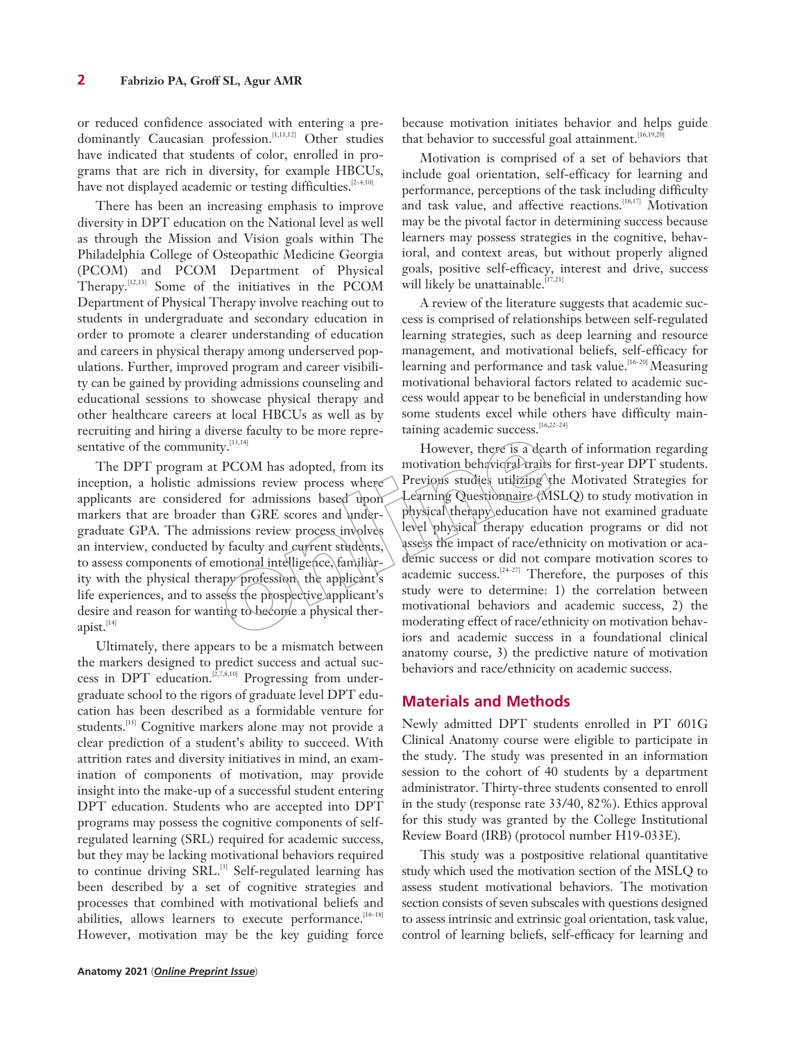or reduced confidence associated with entering a predominantly Caucasian profession.[1,11,12] Other studies have indicated that students of color, enrolled in programs that are rich in diversity, for example HBCUs, have not displayed academic or testing difficulties.[2–4,10]

There has been an increasing emphasis to improve diversity in DPT education on the National level as well as through the Mission and Vision goals within The Philadelphia College of Osteopathic Medicine Georgia (PCOM) and PCOM Department of Physical Therapy.[12,13] Some of the initiatives in the PCOM Department of Physical Therapy involve reaching out to students in undergraduate and secondary education in order to promote a clearer understanding of education and careers in physical therapy among underserved populations. Further, improved program and career visibility can be gained by providing admissions counseling and educational sessions to showcase physical therapy and other healthcare careers at local HBCUs as well as by recruiting and hiring a diverse faculty to be more representative of the community.[13,14]

The DPT program at PCOM has adopted, from its inception, a holistic admissions review process where applicants are considered for admissions based upon markers that are broader than GRE scores and undergraduate GPA. The admissions review process involves an interview, conducted by faculty and current students, to assess components of emotional intelligence, familiarity with the physical therapy profession, the applicant's life experiences, and to assess the prospective applicant's desire and reason for wanting to become a physical therapist.[14]

Ultimately, there appears to be a mismatch between the markers designed to predict success and actual success in DPT education.[2,7,8,10] Progressing from undergraduate school to the rigors of graduate level DPT education has been described as a formidable venture for students.[15] Cognitive markers alone may not provide a clear prediction of a student's ability to succeed. With attrition rates and diversity initiatives in mind, an examination of components of motivation, may provide insight into the make-up of a successful student entering DPT education. Students who are accepted into DPT programs may possess the cognitive components of self-regulated learning (SRL) required for academic success, but they may be lacking motivational behaviors required to continue driving SRL.[3] Self-regulated learning has been described by a set of cognitive strategies and processes that combined with motivational beliefs and abilities, allows learners to execute performance.[16–18] However, motivation may be the key guiding force because motivation initiates behavior and helps guide that behavior to successful goal attainment.[16,19,20]

Motivation is comprised of a set of behaviors that include goal orientation, self-efficacy for learning and performance, perceptions of the task including difficulty and task value, and affective reactions.[16,17] Motivation may be the pivotal factor in determining success because learners may possess strategies in the cognitive, behavioral, and context areas, but without properly aligned goals, positive self-efficacy, interest and drive, success will likely be unattainable.[17,21]

A review of the literature suggests that academic success is comprised of relationships between self-regulated learning strategies, such as deep learning and resource management, and motivational beliefs, self-efficacy for learning and performance and task value.[16–20] Measuring motivational behavioral factors related to academic success would appear to be beneficial in understanding how some students excel while others have difficulty maintaining academic success.[16,22–24]

However, there is a dearth of information regarding motivation behavioral traits for first-year DPT students. Previous studies utilizing the Motivated Strategies for Learning Questionnaire (MSLQ) to study motivation in physical therapy education have not examined graduate level physical therapy education programs or did not assess the impact of race/ethnicity on motivation or academic success or did not compare motivation scores to academic success.[24–27] Therefore, the purposes of this study were to determine: 1) the correlation between motivational behaviors and academic success, 2) the moderating effect of race/ethnicity on motivation behaviors and academic success in a foundational clinical anatomy course, 3) the predictive nature of motivation behaviors and race/ethnicity on academic success.

## Materials and Methods

Newly admitted DPT students enrolled in PT 601G Clinical Anatomy course were eligible to participate in the study. The study was presented in an information session to the cohort of 40 students by a department administrator. Thirty-three students consented to enroll in the study (response rate 33/40, 82%). Ethics approval for this study was granted by the College Institutional Review Board (IRB) (protocol number H19-033E).

This study was a postpositive relational quantitative study which used the motivation section of the MSLQ to assess student motivational behaviors. The motivation section consists of seven subscales with questions designed to assess intrinsic and extrinsic goal orientation, task value, control of learning beliefs, self-efficacy for learning and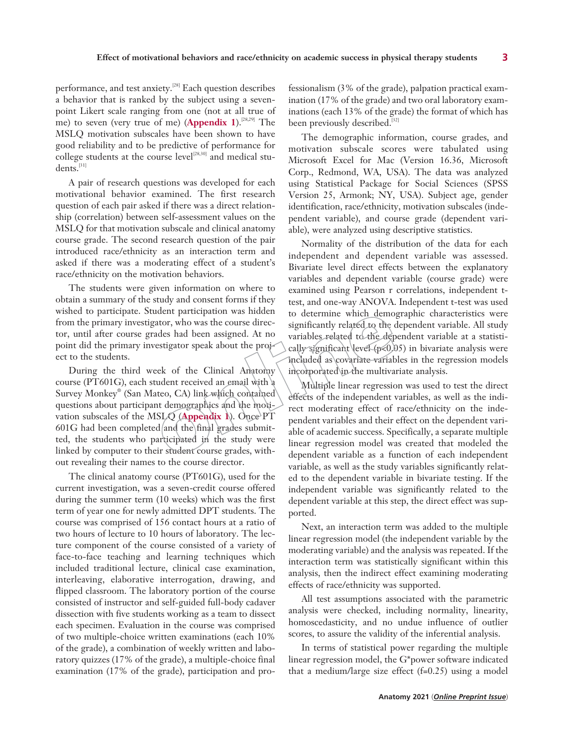performance, and test anxiety.[28] Each question describes a behavior that is ranked by the subject using a seven-point Likert scale ranging from one (not at all true of me) to seven (very true of me) (**Appendix 1**).[28,29] The MSLQ motivation subscales have been shown to have good reliability and to be predictive of performance for college students at the course level[28,30] and medical students.[31]

A pair of research questions was developed for each motivational behavior examined. The first research question of each pair asked if there was a direct relationship (correlation) between self-assessment values on the MSLQ for that motivation subscale and clinical anatomy course grade. The second research question of the pair introduced race/ethnicity as an interaction term and asked if there was a moderating effect of a student's race/ethnicity on the motivation behaviors.

The students were given information on where to obtain a summary of the study and consent forms if they wished to participate. Student participation was hidden from the primary investigator, who was the course director, until after course grades had been assigned. At no point did the primary investigator speak about the project to the students.

During the third week of the Clinical Anatomy course (PT601G), each student received an email with a Survey Monkey® (San Mateo, CA) link which contained questions about participant demographics and the motivation subscales of the MSLQ (**Appendix 1**). Once PT 601G had been completed and the final grades submitted, the students who participated in the study were linked by computer to their student course grades, without revealing their names to the course director.

The clinical anatomy course (PT601G), used for the current investigation, was a seven-credit course offered during the summer term (10 weeks) which was the first term of year one for newly admitted DPT students. The course was comprised of 156 contact hours at a ratio of two hours of lecture to 10 hours of laboratory. The lecture component of the course consisted of a variety of face-to-face teaching and learning techniques which included traditional lecture, clinical case examination, interleaving, elaborative interrogation, drawing, and flipped classroom. The laboratory portion of the course consisted of instructor and self-guided full-body cadaver dissection with five students working as a team to dissect each specimen. Evaluation in the course was comprised of two multiple-choice written examinations (each 10% of the grade), a combination of weekly written and laboratory quizzes (17% of the grade), a multiple-choice final examination (17% of the grade), participation and professionalism (3% of the grade), palpation practical examination (17% of the grade) and two oral laboratory examinations (each 13% of the grade) the format of which has been previously described.[32]

The demographic information, course grades, and motivation subscale scores were tabulated using Microsoft Excel for Mac (Version 16.36, Microsoft Corp., Redmond, WA, USA). The data was analyzed using Statistical Package for Social Sciences (SPSS Version 25, Armonk; NY, USA). Subject age, gender identification, race/ethnicity, motivation subscales (independent variable), and course grade (dependent variable), were analyzed using descriptive statistics.

Normality of the distribution of the data for each independent and dependent variable was assessed. Bivariate level direct effects between the explanatory variables and dependent variable (course grade) were examined using Pearson r correlations, independent t-test, and one-way ANOVA. Independent t-test was used to determine which demographic characteristics were significantly related to the dependent variable. All study variables related to the dependent variable at a statistically significant level ($p<0.05$) in bivariate analysis were included as covariate variables in the regression models incorporated in the multivariate analysis.

Multiple linear regression was used to test the direct effects of the independent variables, as well as the indirect moderating effect of race/ethnicity on the independent variables and their effect on the dependent variable of academic success. Specifically, a separate multiple linear regression model was created that modeled the dependent variable as a function of each independent variable, as well as the study variables significantly related to the dependent variable in bivariate testing. If the independent variable was significantly related to the dependent variable at this step, the direct effect was supported.

Next, an interaction term was added to the multiple linear regression model (the independent variable by the moderating variable) and the analysis was repeated. If the interaction term was statistically significant within this analysis, then the indirect effect examining moderating effects of race/ethnicity was supported.

All test assumptions associated with the parametric analysis were checked, including normality, linearity, homoscedasticity, and no undue influence of outlier scores, to assure the validity of the inferential analysis.

In terms of statistical power regarding the multiple linear regression model, the G*power software indicated that a medium/large size effect ($f=0.25$) using a model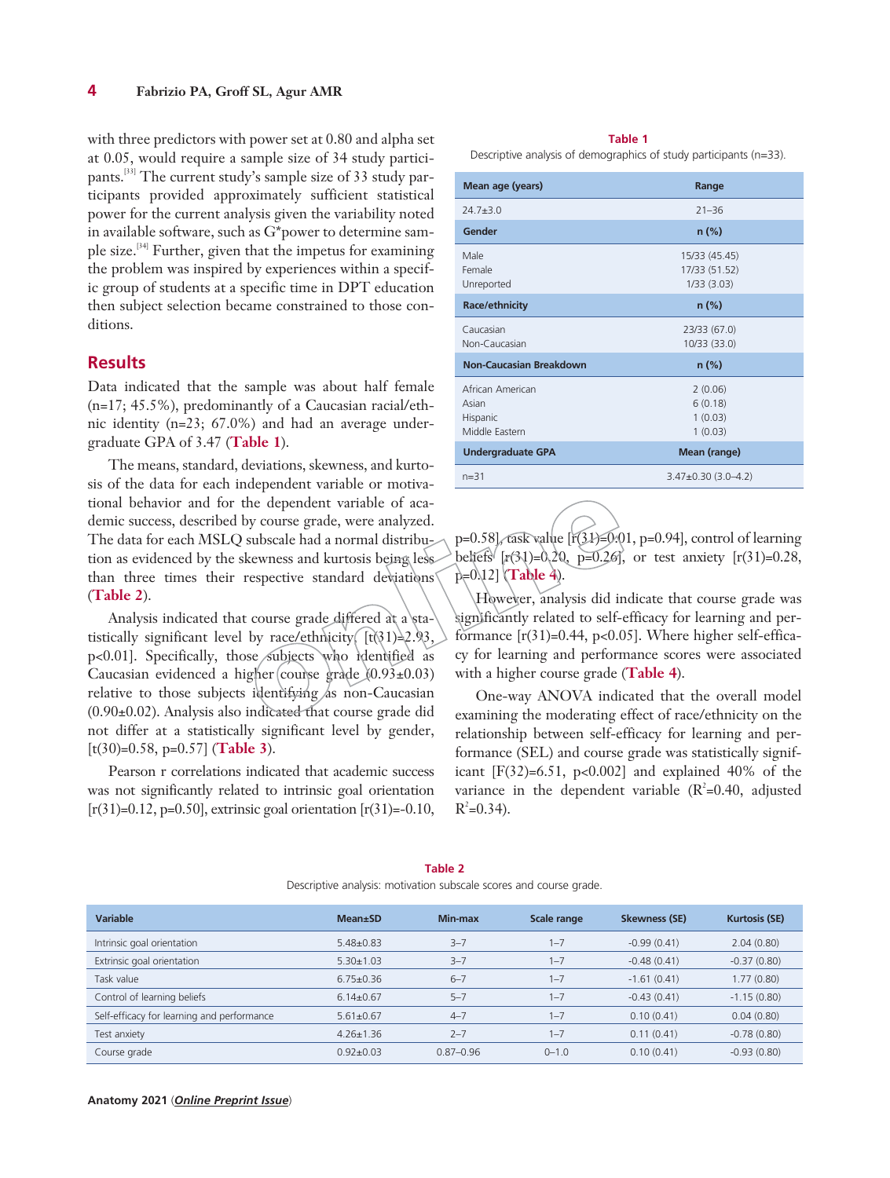with three predictors with power set at 0.80 and alpha set at 0.05, would require a sample size of 34 study participants.[33] The current study's sample size of 33 study participants provided approximately sufficient statistical power for the current analysis given the variability noted in available software, such as G*power to determine sample size.[34] Further, given that the impetus for examining the problem was inspired by experiences within a specific group of students at a specific time in DPT education then subject selection became constrained to those conditions.

## Results

Data indicated that the sample was about half female (n=17; 45.5%), predominantly of a Caucasian racial/ethnic identity (n=23; 67.0%) and had an average undergraduate GPA of 3.47 (**Table 1**).

**Table 1**

Descriptive analysis of demographics of study participants (n=33).

| Mean age (years) | Range |
|---|---|
| 24.7±3.0 | 21–36 |
| **Gender** | **n (%)** |
| Male | 15/33 (45.45) |
| Female | 17/33 (51.52) |
| Unreported | 1/33 (3.03) |
| **Race/ethnicity** | **n (%)** |
| Caucasian | 23/33 (67.0) |
| Non-Caucasian | 10/33 (33.0) |
| **Non-Caucasian Breakdown** | **n (%)** |
| African American | 2 (0.06) |
| Asian | 6 (0.18) |
| Hispanic | 1 (0.03) |
| Middle Eastern | 1 (0.03) |
| **Undergraduate GPA** | **Mean (range)** |
| n=31 | 3.47±0.30 (3.0–4.2) |

The means, standard, deviations, skewness, and kurtosis of the data for each independent variable or motivational behavior and for the dependent variable of academic success, described by course grade, were analyzed. The data for each MSLQ subscale had a normal distribution as evidenced by the skewness and kurtosis being less than three times their respective standard deviations (**Table 2**).

Analysis indicated that course grade differed at a statistically significant level by race/ethnicity, [$t(31)=2.93$, $p<0.01$]. Specifically, those subjects who identified as Caucasian evidenced a higher course grade (0.93±0.03) relative to those subjects identifying as non-Caucasian (0.90±0.02). Analysis also indicated that course grade did not differ at a statistically significant level by gender, [$t(30)=0.58$, $p=0.57$] (**Table 3**).

Pearson r correlations indicated that academic success was not significantly related to intrinsic goal orientation [$r(31)=0.12$, $p=0.50$], extrinsic goal orientation [$r(31)=-0.10$, $p=0.58$], task value [$r(31)=0.01$, $p=0.94$], control of learning beliefs [$r(31)=0.20$, $p=0.26$], or test anxiety [$r(31)=0.28$, $p=0.12$] (**Table 4**).

However, analysis did indicate that course grade was significantly related to self-efficacy for learning and performance [$r(31)=0.44$, $p<0.05$]. Where higher self-efficacy for learning and performance scores were associated with a higher course grade (**Table 4**).

One-way ANOVA indicated that the overall model examining the moderating effect of race/ethnicity on the relationship between self-efficacy for learning and performance (SEL) and course grade was statistically significant [$F(32)=6.51$, $p<0.002$] and explained 40% of the variance in the dependent variable ($R^2=0.40$, adjusted $R^2=0.34$).

**Table 2**

Descriptive analysis: motivation subscale scores and course grade.

| Variable | Mean±SD | Min-max | Scale range | Skewness (SE) | Kurtosis (SE) |
|---|---|---|---|---|---|
| Intrinsic goal orientation | 5.48±0.83 | 3–7 | 1–7 | -0.99 (0.41) | 2.04 (0.80) |
| Extrinsic goal orientation | 5.30±1.03 | 3–7 | 1–7 | -0.48 (0.41) | -0.37 (0.80) |
| Task value | 6.75±0.36 | 6–7 | 1–7 | -1.61 (0.41) | 1.77 (0.80) |
| Control of learning beliefs | 6.14±0.67 | 5–7 | 1–7 | -0.43 (0.41) | -1.15 (0.80) |
| Self-efficacy for learning and performance | 5.61±0.67 | 4–7 | 1–7 | 0.10 (0.41) | 0.04 (0.80) |
| Test anxiety | 4.26±1.36 | 2–7 | 1–7 | 0.11 (0.41) | -0.78 (0.80) |
| Course grade | 0.92±0.03 | 0.87–0.96 | 0–1.0 | 0.10 (0.41) | -0.93 (0.80) |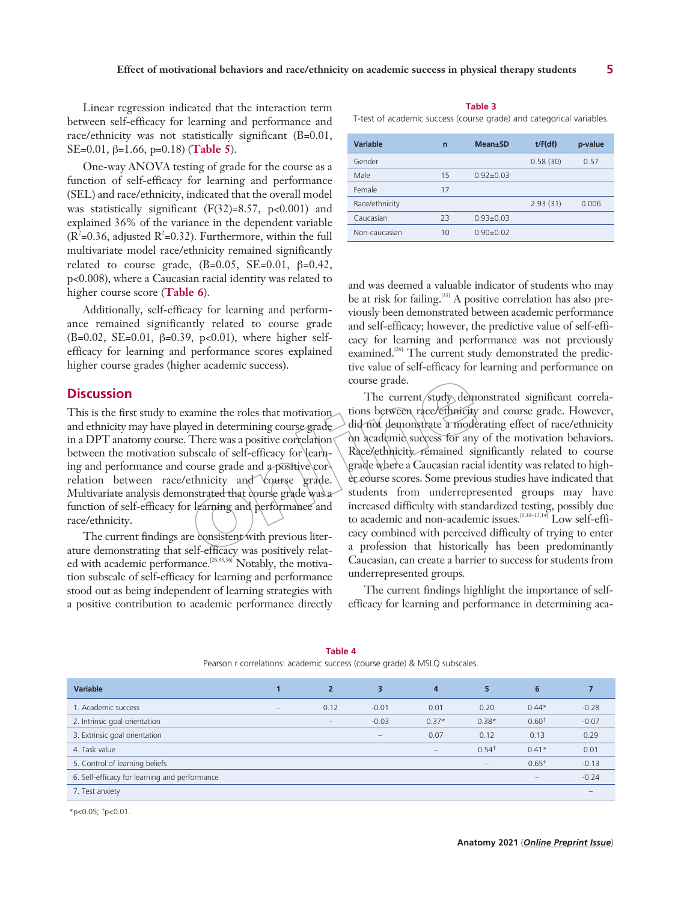Linear regression indicated that the interaction term between self-efficacy for learning and performance and race/ethnicity was not statistically significant (B=0.01, SE=0.01, β=1.66, p=0.18) (**Table 5**).

One-way ANOVA testing of grade for the course as a function of self-efficacy for learning and performance (SEL) and race/ethnicity, indicated that the overall model was statistically significant (F(32)=8.57, p<0.001) and explained 36% of the variance in the dependent variable ($R^2$=0.36, adjusted $R^2$=0.32). Furthermore, within the full multivariate model race/ethnicity remained significantly related to course grade, (B=0.05, SE=0.01, β=0.42, p<0.008), where a Caucasian racial identity was related to higher course score (**Table 6**).

Additionally, self-efficacy for learning and performance remained significantly related to course grade (B=0.02, SE=0.01, β=0.39, p<0.01), where higher self-efficacy for learning and performance scores explained higher course grades (higher academic success).

**Table 3**
T-test of academic success (course grade) and categorical variables.

| Variable | n | Mean±SD | t/F(df) | p-value |
|---|---|---|---|---|
| Gender | | | 0.58 (30) | 0.57 |
| Male | 15 | 0.92±0.03 | | |
| Female | 17 | | | |
| Race/ethnicity | | | 2.93 (31) | 0.006 |
| Caucasian | 23 | 0.93±0.03 | | |
| Non-caucasian | 10 | 0.90±0.02 | | |

## Discussion

This is the first study to examine the roles that motivation and ethnicity may have played in determining course grade in a DPT anatomy course. There was a positive correlation between the motivation subscale of self-efficacy for learning and performance and course grade and a positive correlation between race/ethnicity and course grade. Multivariate analysis demonstrated that course grade was a function of self-efficacy for learning and performance and race/ethnicity.

The current findings are consistent with previous literature demonstrating that self-efficacy was positively related with academic performance.[26,35,36] Notably, the motivation subscale of self-efficacy for learning and performance stood out as being independent of learning strategies with a positive contribution to academic performance directly and was deemed a valuable indicator of students who may be at risk for failing.[35] A positive correlation has also previously been demonstrated between academic performance and self-efficacy; however, the predictive value of self-efficacy for learning and performance was not previously examined.[26] The current study demonstrated the predictive value of self-efficacy for learning and performance on course grade.

The current study demonstrated significant correlations between race/ethnicity and course grade. However, did not demonstrate a moderating effect of race/ethnicity on academic success for any of the motivation behaviors. Race/ethnicity remained significantly related to course grade where a Caucasian racial identity was related to higher course scores. Some previous studies have indicated that students from underrepresented groups may have increased difficulty with standardized testing, possibly due to academic and non-academic issues.[1,10–12,14] Low self-efficacy combined with perceived difficulty of trying to enter a profession that historically has been predominantly Caucasian, can create a barrier to success for students from underrepresented groups.

The current findings highlight the importance of self-efficacy for learning and performance in determining aca-

**Table 4**
Pearson r correlations: academic success (course grade) & MSLQ subscales.

| Variable | 1 | 2 | 3 | 4 | 5 | 6 | 7 |
|---|---|---|---|---|---|---|---|
| 1. Academic success | – | 0.12 | -0.01 | 0.01 | 0.20 | 0.44* | -0.28 |
| 2. Intrinsic goal orientation | | – | -0.03 | 0.37* | 0.38* | 0.60† | -0.07 |
| 3. Extrinsic goal orientation | | | – | 0.07 | 0.12 | 0.13 | 0.29 |
| 4. Task value | | | | – | 0.54† | 0.41* | 0.01 |
| 5. Control of learning beliefs | | | | | – | 0.65† | -0.13 |
| 6. Self-efficacy for learning and performance | | | | | | – | -0.24 |
| 7. Test anxiety | | | | | | | – |

*p<0.05; †p<0.01.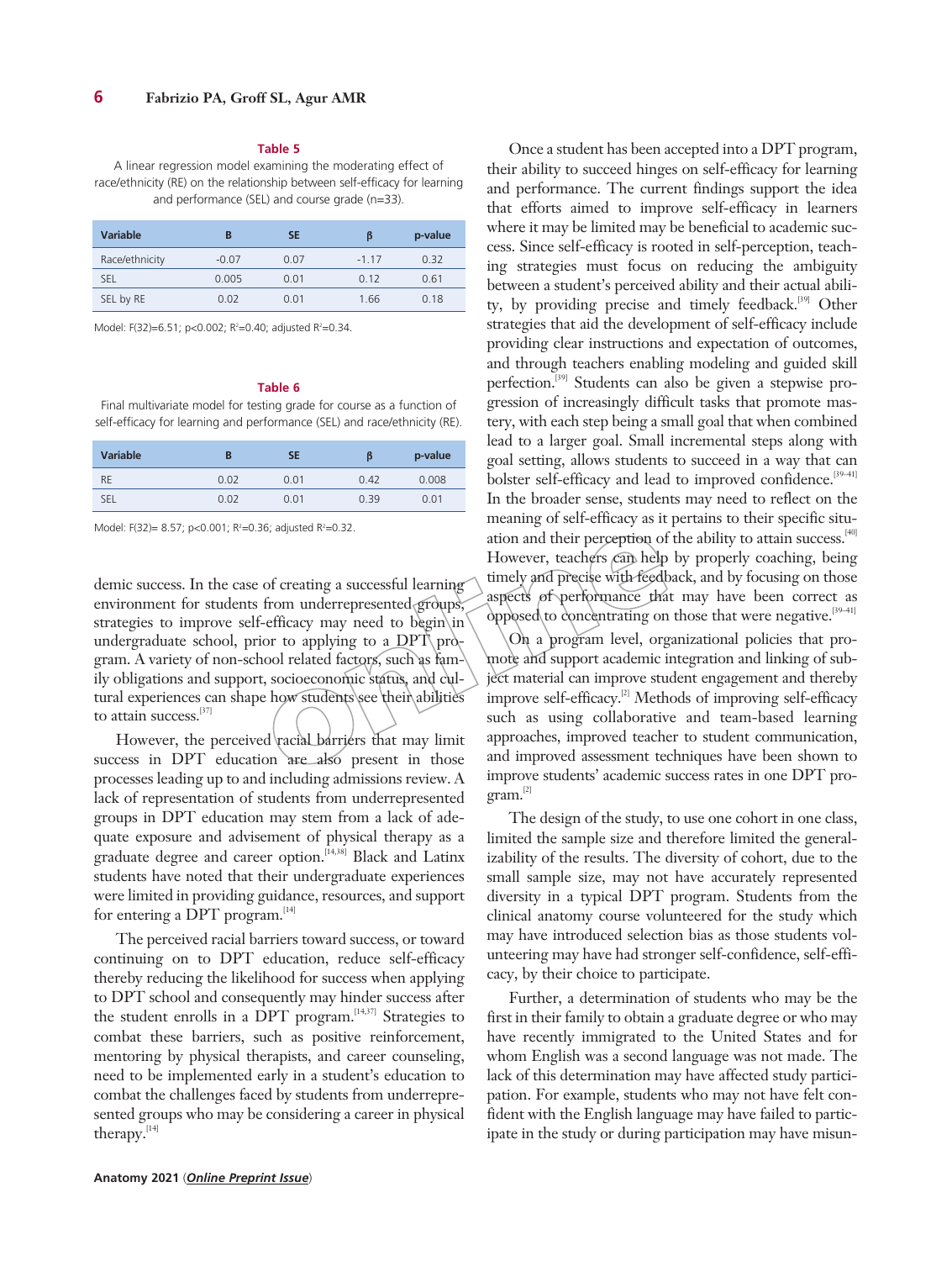**Table 5**

A linear regression model examining the moderating effect of race/ethnicity (RE) on the relationship between self-efficacy for learning and performance (SEL) and course grade (n=33).

| Variable | B | SE | β | p-value |
|---|---|---|---|---|
| Race/ethnicity | -0.07 | 0.07 | -1.17 | 0.32 |
| SEL | 0.005 | 0.01 | 0.12 | 0.61 |
| SEL by RE | 0.02 | 0.01 | 1.66 | 0.18 |

Model: $F(32)=6.51$; $p<0.002$; $R^2=0.40$; adjusted $R^2=0.34$.

**Table 6**

Final multivariate model for testing grade for course as a function of self-efficacy for learning and performance (SEL) and race/ethnicity (RE).

| Variable | B | SE | β | p-value |
|---|---|---|---|---|
| RE | 0.02 | 0.01 | 0.42 | 0.008 |
| SEL | 0.02 | 0.01 | 0.39 | 0.01 |

Model: $F(32)= 8.57$; $p<0.001$; $R^2=0.36$; adjusted $R^2=0.32$.

demic success. In the case of creating a successful learning environment for students from underrepresented groups, strategies to improve self-efficacy may need to begin in undergraduate school, prior to applying to a DPT program. A variety of non-school related factors, such as family obligations and support, socioeconomic status, and cultural experiences can shape how students see their abilities to attain success.[37]

However, the perceived racial barriers that may limit success in DPT education are also present in those processes leading up to and including admissions review. A lack of representation of students from underrepresented groups in DPT education may stem from a lack of adequate exposure and advisement of physical therapy as a graduate degree and career option.[14,38] Black and Latinx students have noted that their undergraduate experiences were limited in providing guidance, resources, and support for entering a DPT program.[14]

The perceived racial barriers toward success, or toward continuing on to DPT education, reduce self-efficacy thereby reducing the likelihood for success when applying to DPT school and consequently may hinder success after the student enrolls in a DPT program.[14,37] Strategies to combat these barriers, such as positive reinforcement, mentoring by physical therapists, and career counseling, need to be implemented early in a student's education to combat the challenges faced by students from underrepresented groups who may be considering a career in physical therapy.[14]

Once a student has been accepted into a DPT program, their ability to succeed hinges on self-efficacy for learning and performance. The current findings support the idea that efforts aimed to improve self-efficacy in learners where it may be limited may be beneficial to academic success. Since self-efficacy is rooted in self-perception, teaching strategies must focus on reducing the ambiguity between a student's perceived ability and their actual ability, by providing precise and timely feedback.[39] Other strategies that aid the development of self-efficacy include providing clear instructions and expectation of outcomes, and through teachers enabling modeling and guided skill perfection.[39] Students can also be given a stepwise progression of increasingly difficult tasks that promote mastery, with each step being a small goal that when combined lead to a larger goal. Small incremental steps along with goal setting, allows students to succeed in a way that can bolster self-efficacy and lead to improved confidence.[39–41] In the broader sense, students may need to reflect on the meaning of self-efficacy as it pertains to their specific situation and their perception of the ability to attain success.[40] However, teachers can help by properly coaching, being timely and precise with feedback, and by focusing on those aspects of performance that may have been correct as opposed to concentrating on those that were negative.[39–41]

On a program level, organizational policies that promote and support academic integration and linking of subject material can improve student engagement and thereby improve self-efficacy.[2] Methods of improving self-efficacy such as using collaborative and team-based learning approaches, improved teacher to student communication, and improved assessment techniques have been shown to improve students' academic success rates in one DPT program.[2]

The design of the study, to use one cohort in one class, limited the sample size and therefore limited the generalizability of the results. The diversity of cohort, due to the small sample size, may not have accurately represented diversity in a typical DPT program. Students from the clinical anatomy course volunteered for the study which may have introduced selection bias as those students volunteering may have had stronger self-confidence, self-efficacy, by their choice to participate.

Further, a determination of students who may be the first in their family to obtain a graduate degree or who may have recently immigrated to the United States and for whom English was a second language was not made. The lack of this determination may have affected study participation. For example, students who may not have felt confident with the English language may have failed to participate in the study or during participation may have misun-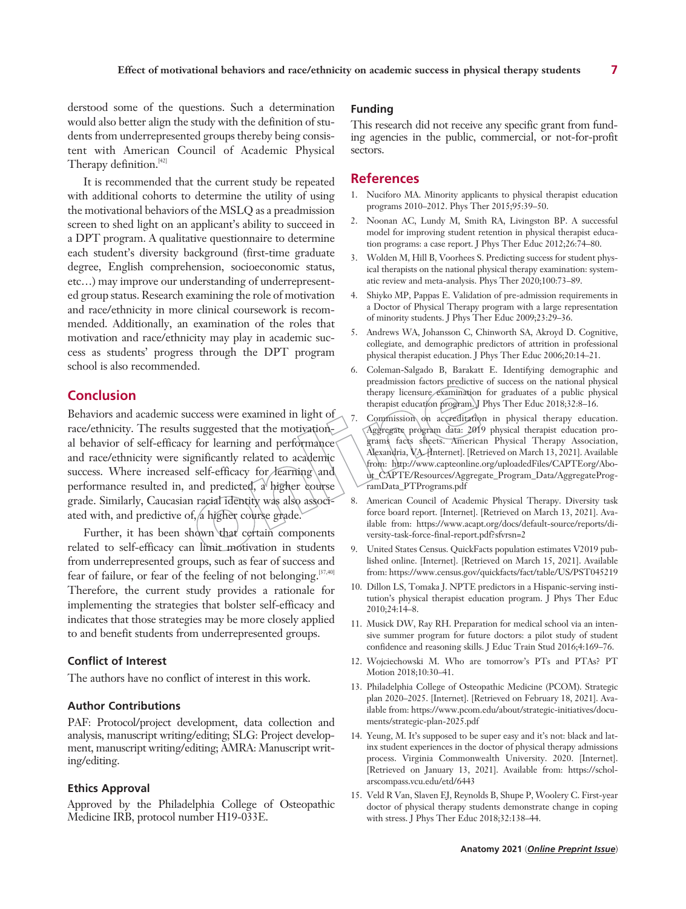derstood some of the questions. Such a determination would also better align the study with the definition of students from underrepresented groups thereby being consistent with American Council of Academic Physical Therapy definition.[42]

It is recommended that the current study be repeated with additional cohorts to determine the utility of using the motivational behaviors of the MSLQ as a preadmission screen to shed light on an applicant's ability to succeed in a DPT program. A qualitative questionnaire to determine each student's diversity background (first-time graduate degree, English comprehension, socioeconomic status, etc…) may improve our understanding of underrepresented group status. Research examining the role of motivation and race/ethnicity in more clinical coursework is recommended. Additionally, an examination of the roles that motivation and race/ethnicity may play in academic success as students' progress through the DPT program school is also recommended.

## Conclusion

Behaviors and academic success were examined in light of race/ethnicity. The results suggested that the motivational behavior of self-efficacy for learning and performance and race/ethnicity were significantly related to academic success. Where increased self-efficacy for learning and performance resulted in, and predicted, a higher course grade. Similarly, Caucasian racial identity was also associated with, and predictive of, a higher course grade.

Further, it has been shown that certain components related to self-efficacy can limit motivation in students from underrepresented groups, such as fear of success and fear of failure, or fear of the feeling of not belonging.[37,40] Therefore, the current study provides a rationale for implementing the strategies that bolster self-efficacy and indicates that those strategies may be more closely applied to and benefit students from underrepresented groups.

### Conflict of Interest

The authors have no conflict of interest in this work.

### Author Contributions

PAF: Protocol/project development, data collection and analysis, manuscript writing/editing; SLG: Project development, manuscript writing/editing; AMRA: Manuscript writing/editing.

### Ethics Approval

Approved by the Philadelphia College of Osteopathic Medicine IRB, protocol number H19-033E.

### Funding

This research did not receive any specific grant from funding agencies in the public, commercial, or not-for-profit sectors.

## References

1. Nuciforo MA. Minority applicants to physical therapist education programs 2010–2012. Phys Ther 2015;95:39–50.
2. Noonan AC, Lundy M, Smith RA, Livingston BP. A successful model for improving student retention in physical therapist education programs: a case report. J Phys Ther Educ 2012;26:74–80.
3. Wolden M, Hill B, Voorhees S. Predicting success for student physical therapists on the national physical therapy examination: systematic review and meta-analysis. Phys Ther 2020;100:73–89.
4. Shiyko MP, Pappas E. Validation of pre-admission requirements in a Doctor of Physical Therapy program with a large representation of minority students. J Phys Ther Educ 2009;23:29–36.
5. Andrews WA, Johansson C, Chinworth SA, Akroyd D. Cognitive, collegiate, and demographic predictors of attrition in professional physical therapist education. J Phys Ther Educ 2006;20:14–21.
6. Coleman-Salgado B, Barakatt E. Identifying demographic and preadmission factors predictive of success on the national physical therapy licensure examination for graduates of a public physical therapist education program. J Phys Ther Educ 2018;32:8–16.
7. Commission on accreditation in physical therapy education. Aggregate program data: 2019 physical therapist education programs facts sheets. American Physical Therapy Association, Alexandria, VA. [Internet]. [Retrieved on March 13, 2021]. Available from: http://www.capteonline.org/uploadedFiles/CAPTEorg/About_CAPTE/Resources/Aggregate_Program_Data/AggregateProgramData_PTPrograms.pdf
8. American Council of Academic Physical Therapy. Diversity task force board report. [Internet]. [Retrieved on March 13, 2021]. Available from: https://www.acapt.org/docs/default-source/reports/diversity-task-force-final-report.pdf?sfvrsn=2
9. United States Census. QuickFacts population estimates V2019 published online. [Internet]. [Retrieved on March 15, 2021]. Available from: https://www.census.gov/quickfacts/fact/table/US/PST045219
10. Dillon LS, Tomaka J. NPTE predictors in a Hispanic-serving institution's physical therapist education program. J Phys Ther Educ 2010;24:14–8.
11. Musick DW, Ray RH. Preparation for medical school via an intensive summer program for future doctors: a pilot study of student confidence and reasoning skills. J Educ Train Stud 2016;4:169–76.
12. Wojciechowski M. Who are tomorrow's PTs and PTAs? PT Motion 2018;10:30–41.
13. Philadelphia College of Osteopathic Medicine (PCOM). Strategic plan 2020–2025. [Internet]. [Retrieved on February 18, 2021]. Available from: https://www.pcom.edu/about/strategic-initiatives/documents/strategic-plan-2025.pdf
14. Yeung, M. It's supposed to be super easy and it's not: black and latinx student experiences in the doctor of physical therapy admissions process. Virginia Commonwealth University. 2020. [Internet]. [Retrieved on January 13, 2021]. Available from: https://scholarscompass.vcu.edu/etd/6443
15. Veld R Van, Slaven EJ, Reynolds B, Shupe P, Woolery C. First-year doctor of physical therapy students demonstrate change in coping with stress. J Phys Ther Educ 2018;32:138–44.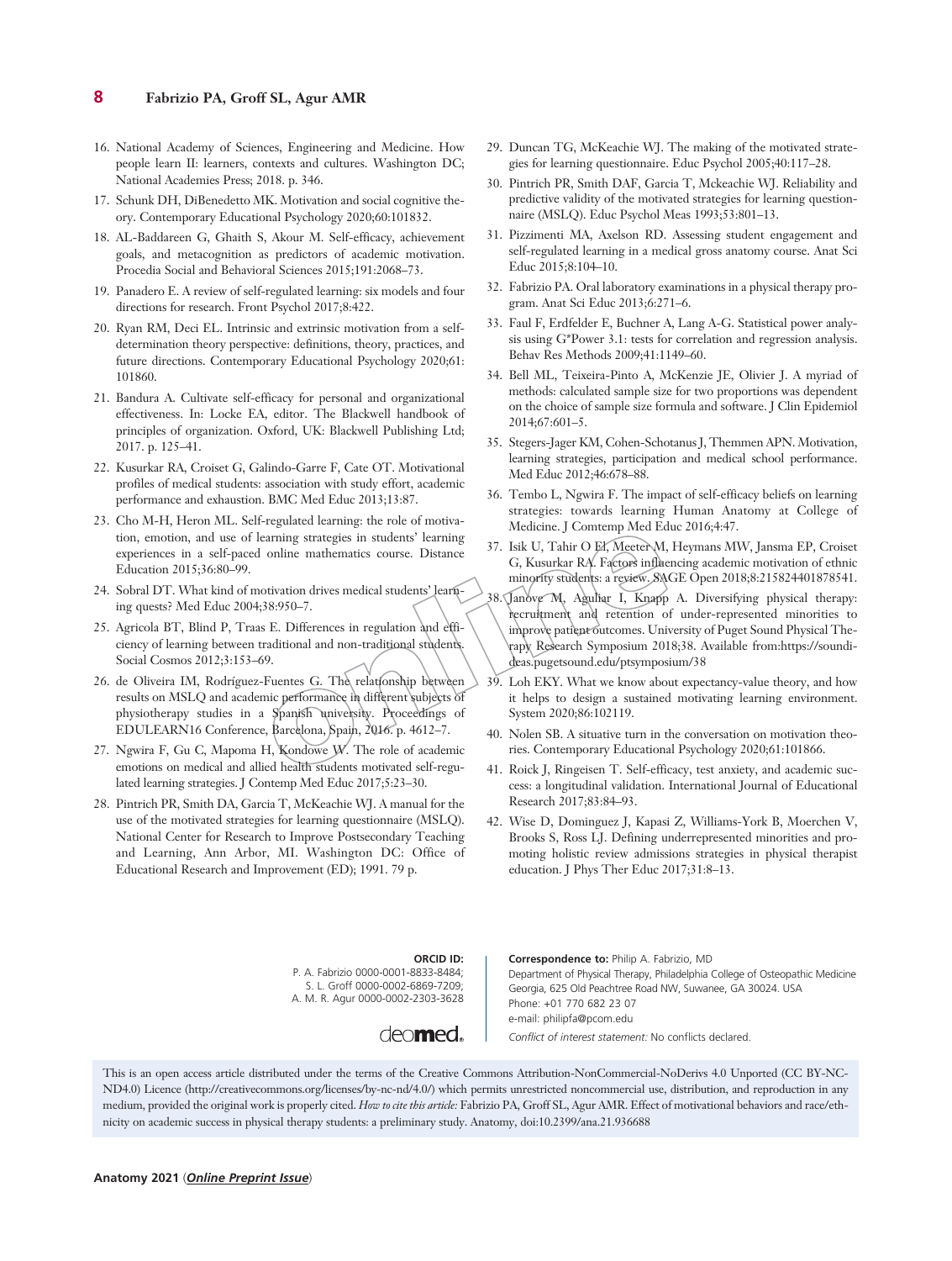16. National Academy of Sciences, Engineering and Medicine. How people learn II: learners, contexts and cultures. Washington DC; National Academies Press; 2018. p. 346.
17. Schunk DH, DiBenedetto MK. Motivation and social cognitive theory. Contemporary Educational Psychology 2020;60:101832.
18. AL-Baddareen G, Ghaith S, Akour M. Self-efficacy, achievement goals, and metacognition as predictors of academic motivation. Procedia Social and Behavioral Sciences 2015;191:2068–73.
19. Panadero E. A review of self-regulated learning: six models and four directions for research. Front Psychol 2017;8:422.
20. Ryan RM, Deci EL. Intrinsic and extrinsic motivation from a self-determination theory perspective: definitions, theory, practices, and future directions. Contemporary Educational Psychology 2020;61: 101860.
21. Bandura A. Cultivate self-efficacy for personal and organizational effectiveness. In: Locke EA, editor. The Blackwell handbook of principles of organization. Oxford, UK: Blackwell Publishing Ltd; 2017. p. 125–41.
22. Kusurkar RA, Croiset G, Galindo-Garre F, Cate OT. Motivational profiles of medical students: association with study effort, academic performance and exhaustion. BMC Med Educ 2013;13:87.
23. Cho M-H, Heron ML. Self-regulated learning: the role of motivation, emotion, and use of learning strategies in students' learning experiences in a self-paced online mathematics course. Distance Education 2015;36:80–99.
24. Sobral DT. What kind of motivation drives medical students' learning quests? Med Educ 2004;38:950–7.
25. Agricola BT, Blind P, Traas E. Differences in regulation and efficiency of learning between traditional and non-traditional students. Social Cosmos 2012;3:153–69.
26. de Oliveira IM, Rodríguez-Fuentes G. The relationship between results on MSLQ and academic performance in different subjects of physiotherapy studies in a Spanish university. Proceedings of EDULEARN16 Conference, Barcelona, Spain, 2016. p. 4612–7.
27. Ngwira F, Gu C, Mapoma H, Kondowe W. The role of academic emotions on medical and allied health students motivated self-regulated learning strategies. J Contemp Med Educ 2017;5:23–30.
28. Pintrich PR, Smith DA, Garcia T, McKeachie WJ. A manual for the use of the motivated strategies for learning questionnaire (MSLQ). National Center for Research to Improve Postsecondary Teaching and Learning, Ann Arbor, MI. Washington DC: Office of Educational Research and Improvement (ED); 1991. 79 p.
29. Duncan TG, McKeachie WJ. The making of the motivated strategies for learning questionnaire. Educ Psychol 2005;40:117–28.
30. Pintrich PR, Smith DAF, Garcia T, Mckeachie WJ. Reliability and predictive validity of the motivated strategies for learning questionnaire (MSLQ). Educ Psychol Meas 1993;53:801–13.
31. Pizzimenti MA, Axelson RD. Assessing student engagement and self-regulated learning in a medical gross anatomy course. Anat Sci Educ 2015;8:104–10.
32. Fabrizio PA. Oral laboratory examinations in a physical therapy program. Anat Sci Educ 2013;6:271–6.
33. Faul F, Erdfelder E, Buchner A, Lang A-G. Statistical power analysis using G*Power 3.1: tests for correlation and regression analysis. Behav Res Methods 2009;41:1149–60.
34. Bell ML, Teixeira-Pinto A, McKenzie JE, Olivier J. A myriad of methods: calculated sample size for two proportions was dependent on the choice of sample size formula and software. J Clin Epidemiol 2014;67:601–5.
35. Stegers-Jager KM, Cohen-Schotanus J, Themmen APN. Motivation, learning strategies, participation and medical school performance. Med Educ 2012;46:678–88.
36. Tembo L, Ngwira F. The impact of self-efficacy beliefs on learning strategies: towards learning Human Anatomy at College of Medicine. J Comtemp Med Educ 2016;4:47.
37. Isik U, Tahir O El, Meeter M, Heymans MW, Jansma EP, Croiset G, Kusurkar RA. Factors influencing academic motivation of ethnic minority students: a review. SAGE Open 2018;8:215824401878541.
38. Janove M, Aguliar I, Knapp A. Diversifying physical therapy: recruitment and retention of under-represented minorities to improve patient outcomes. University of Puget Sound Physical Therapy Research Symposium 2018;38. Available from:https://soundideas.pugetsound.edu/ptsymposium/38
39. Loh EKY. What we know about expectancy-value theory, and how it helps to design a sustained motivating learning environment. System 2020;86:102119.
40. Nolen SB. A situative turn in the conversation on motivation theories. Contemporary Educational Psychology 2020;61:101866.
41. Roick J, Ringeisen T. Self-efficacy, test anxiety, and academic success: a longitudinal validation. International Journal of Educational Research 2017;83:84–93.
42. Wise D, Dominguez J, Kapasi Z, Williams-York B, Moerchen V, Brooks S, Ross LJ. Defining underrepresented minorities and promoting holistic review admissions strategies in physical therapist education. J Phys Ther Educ 2017;31:8–13.

**ORCID ID:**
P. A. Fabrizio 0000-0001-8833-8484;
S. L. Groff 0000-0002-6869-7209;
A. M. R. Agur 0000-0002-2303-3628

**Correspondence to:** Philip A. Fabrizio, MD
Department of Physical Therapy, Philadelphia College of Osteopathic Medicine Georgia, 625 Old Peachtree Road NW, Suwanee, GA 30024. USA
Phone: +01 770 682 23 07
e-mail: philipfa@pcom.edu

*Conflict of interest statement:* No conflicts declared.

This is an open access article distributed under the terms of the Creative Commons Attribution-NonCommercial-NoDerivs 4.0 Unported (CC BY-NC-ND4.0) Licence (http://creativecommons.org/licenses/by-nc-nd/4.0/) which permits unrestricted noncommercial use, distribution, and reproduction in any medium, provided the original work is properly cited. *How to cite this article:* Fabrizio PA, Groff SL, Agur AMR. Effect of motivational behaviors and race/ethnicity on academic success in physical therapy students: a preliminary study. Anatomy, doi:10.2399/ana.21.936688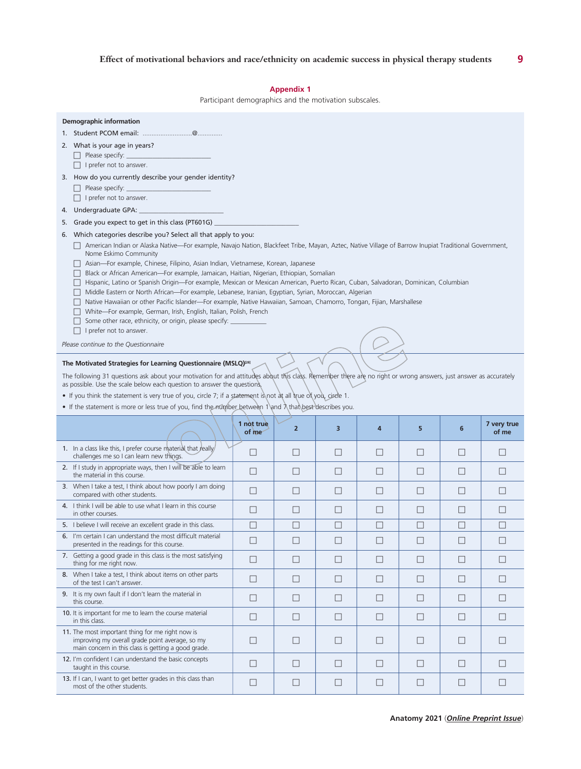## Appendix 1

Participant demographics and the motivation subscales.

**Demographic information**

1. Student PCOM email: ............................@.............
2. What is your age in years?
   - ☐ Please specify: ________________________
   - ☐ I prefer not to answer.
3. How do you currently describe your gender identity?
   - ☐ Please specify: ________________________
   - ☐ I prefer not to answer.
4. Undergraduate GPA: ________________________
5. Grade you expect to get in this class (PT601G) ________________________
6. Which categories describe you? Select all that apply to you:
   - ☐ American Indian or Alaska Native—For example, Navajo Nation, Blackfeet Tribe, Mayan, Aztec, Native Village of Barrow Inupiat Traditional Government, Nome Eskimo Community
   - ☐ Asian—For example, Chinese, Filipino, Asian Indian, Vietnamese, Korean, Japanese
   - ☐ Black or African American—For example, Jamaican, Haitian, Nigerian, Ethiopian, Somalian
   - ☐ Hispanic, Latino or Spanish Origin—For example, Mexican or Mexican American, Puerto Rican, Cuban, Salvadoran, Dominican, Columbian
   - ☐ Middle Eastern or North African—For example, Lebanese, Iranian, Egyptian, Syrian, Moroccan, Algerian
   - ☐ Native Hawaiian or other Pacific Islander—For example, Native Hawaiian, Samoan, Chamorro, Tongan, Fijian, Marshallese
   - ☐ White—For example, German, Irish, English, Italian, Polish, French
   - ☐ Some other race, ethnicity, or origin, please specify: ___________
   - ☐ I prefer not to answer.

*Please continue to the Questionnaire*

**The Motivated Strategies for Learning Questionnaire (MSLQ)[28]**

The following 31 questions ask about your motivation for and attitudes about this class. Remember there are no right or wrong answers, just answer as accurately as possible. Use the scale below each question to answer the questions.

- If you think the statement is very true of you, circle 7; if a statement is not at all true of you, circle 1.
- If the statement is more or less true of you, find the number between 1 and 7 that best describes you.

| | 1 not true of me | 2 | 3 | 4 | 5 | 6 | 7 very true of me |
|---|---|---|---|---|---|---|---|
| 1. In a class like this, I prefer course material that really challenges me so I can learn new things. | ☐ | ☐ | ☐ | ☐ | ☐ | ☐ | ☐ |
| 2. If I study in appropriate ways, then I will be able to learn the material in this course. | ☐ | ☐ | ☐ | ☐ | ☐ | ☐ | ☐ |
| 3. When I take a test, I think about how poorly I am doing compared with other students. | ☐ | ☐ | ☐ | ☐ | ☐ | ☐ | ☐ |
| 4. I think I will be able to use what I learn in this course in other courses. | ☐ | ☐ | ☐ | ☐ | ☐ | ☐ | ☐ |
| 5. I believe I will receive an excellent grade in this class. | ☐ | ☐ | ☐ | ☐ | ☐ | ☐ | ☐ |
| 6. I'm certain I can understand the most difficult material presented in the readings for this course. | ☐ | ☐ | ☐ | ☐ | ☐ | ☐ | ☐ |
| 7. Getting a good grade in this class is the most satisfying thing for me right now. | ☐ | ☐ | ☐ | ☐ | ☐ | ☐ | ☐ |
| 8. When I take a test, I think about items on other parts of the test I can't answer. | ☐ | ☐ | ☐ | ☐ | ☐ | ☐ | ☐ |
| 9. It is my own fault if I don't learn the material in this course. | ☐ | ☐ | ☐ | ☐ | ☐ | ☐ | ☐ |
| 10. It is important for me to learn the course material in this class. | ☐ | ☐ | ☐ | ☐ | ☐ | ☐ | ☐ |
| 11. The most important thing for me right now is improving my overall grade point average, so my main concern in this class is getting a good grade. | ☐ | ☐ | ☐ | ☐ | ☐ | ☐ | ☐ |
| 12. I'm confident I can understand the basic concepts taught in this course. | ☐ | ☐ | ☐ | ☐ | ☐ | ☐ | ☐ |
| 13. If I can, I want to get better grades in this class than most of the other students. | ☐ | ☐ | ☐ | ☐ | ☐ | ☐ | ☐ |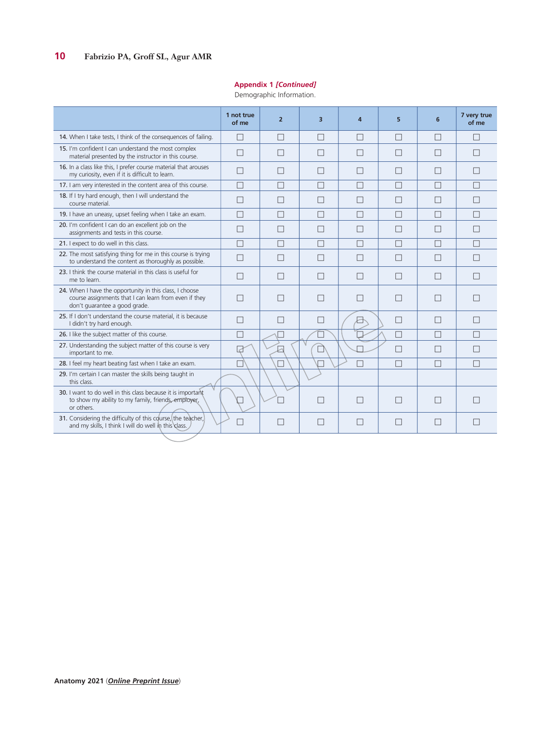**Appendix 1** ***[Continued]***

Demographic Information.

| | 1 not true of me | 2 | 3 | 4 | 5 | 6 | 7 very true of me |
|---|---|---|---|---|---|---|---|
| **14.** When I take tests, I think of the consequences of failing. | ☐ | ☐ | ☐ | ☐ | ☐ | ☐ | ☐ |
| **15.** I'm confident I can understand the most complex material presented by the instructor in this course. | ☐ | ☐ | ☐ | ☐ | ☐ | ☐ | ☐ |
| **16.** In a class like this, I prefer course material that arouses my curiosity, even if it is difficult to learn. | ☐ | ☐ | ☐ | ☐ | ☐ | ☐ | ☐ |
| **17.** I am very interested in the content area of this course. | ☐ | ☐ | ☐ | ☐ | ☐ | ☐ | ☐ |
| **18.** If I try hard enough, then I will understand the course material. | ☐ | ☐ | ☐ | ☐ | ☐ | ☐ | ☐ |
| **19.** I have an uneasy, upset feeling when I take an exam. | ☐ | ☐ | ☐ | ☐ | ☐ | ☐ | ☐ |
| **20.** I'm confident I can do an excellent job on the assignments and tests in this course. | ☐ | ☐ | ☐ | ☐ | ☐ | ☐ | ☐ |
| **21.** I expect to do well in this class. | ☐ | ☐ | ☐ | ☐ | ☐ | ☐ | ☐ |
| **22.** The most satisfying thing for me in this course is trying to understand the content as thoroughly as possible. | ☐ | ☐ | ☐ | ☐ | ☐ | ☐ | ☐ |
| **23.** I think the course material in this class is useful for me to learn. | ☐ | ☐ | ☐ | ☐ | ☐ | ☐ | ☐ |
| **24.** When I have the opportunity in this class, I choose course assignments that I can learn from even if they don't guarantee a good grade. | ☐ | ☐ | ☐ | ☐ | ☐ | ☐ | ☐ |
| **25.** If I don't understand the course material, it is because I didn't try hard enough. | ☐ | ☐ | ☐ | ☐ | ☐ | ☐ | ☐ |
| **26.** I like the subject matter of this course. | ☐ | ☐ | ☐ | ☐ | ☐ | ☐ | ☐ |
| **27.** Understanding the subject matter of this course is very important to me. | ☐ | ☐ | ☐ | ☐ | ☐ | ☐ | ☐ |
| **28.** I feel my heart beating fast when I take an exam. | ☐ | ☐ | ☐ | ☐ | ☐ | ☐ | ☐ |
| **29.** I'm certain I can master the skills being taught in this class. | | | | | | | |
| **30.** I want to do well in this class because it is important to show my ability to my family, friends, employer, or others. | ☐ | ☐ | ☐ | ☐ | ☐ | ☐ | ☐ |
| **31.** Considering the difficulty of this course, the teacher, and my skills, I think I will do well in this class. | ☐ | ☐ | ☐ | ☐ | ☐ | ☐ | ☐ |